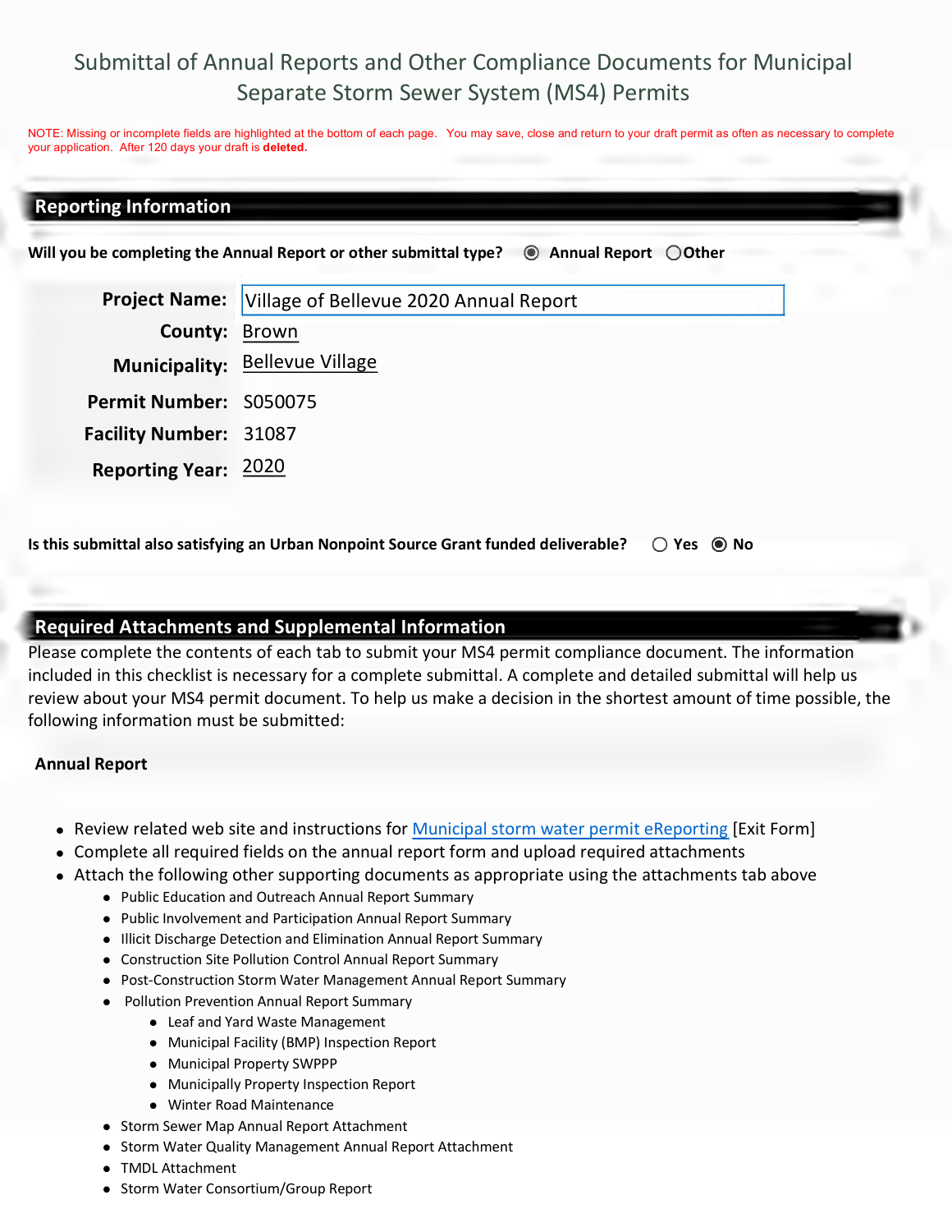# Submittal of Annual Reports and Other Compliance Documents for Municipal Separate Storm Sewer System (MS4) Permits

NOTE: Missing or incomplete fields are highlighted at the bottom of each page. You may save, close and return to your draft permit as often as necessary to complete your application. After 120 days your draft is **deleted.**

## Reporting Information

**Will you be completing the Annual Report or other submittal type?** ◉ Annual Report ○ Other

**Project Name:** Village of Bellevue 2020 Annual Report

**County:** Brown

**Municipality:** Bellevue Village

**Permit Number:** S050075

**Facility Number:** 31087

**Reporting Year:** 2020

**Is this submittal also satisfying an Urban Nonpoint Source Grant funded deliverable?** ○ Yes ◉ No

## Required Attachments and Supplemental Information

Please complete the contents of each tab to submit your MS4 permit compliance document. The information included in this checklist is necessary for a complete submittal. A complete and detailed submittal will help us review about your MS4 permit document. To help us make a decision in the shortest amount of time possible, the following information must be submitted:

**Annual Report**

- Review related web site and instructions for Municipal storm water permit eReporting [Exit Form]
- Complete all required fields on the annual report form and upload required attachments
- Attach the following other supporting documents as appropriate using the attachments tab above
  - Public Education and Outreach Annual Report Summary
  - Public Involvement and Participation Annual Report Summary
  - Illicit Discharge Detection and Elimination Annual Report Summary
  - Construction Site Pollution Control Annual Report Summary
  - Post-Construction Storm Water Management Annual Report Summary
  - Pollution Prevention Annual Report Summary
    - Leaf and Yard Waste Management
    - Municipal Facility (BMP) Inspection Report
    - Municipal Property SWPPP
    - Municipally Property Inspection Report
    - Winter Road Maintenance
  - Storm Sewer Map Annual Report Attachment
  - Storm Water Quality Management Annual Report Attachment
  - TMDL Attachment
  - Storm Water Consortium/Group Report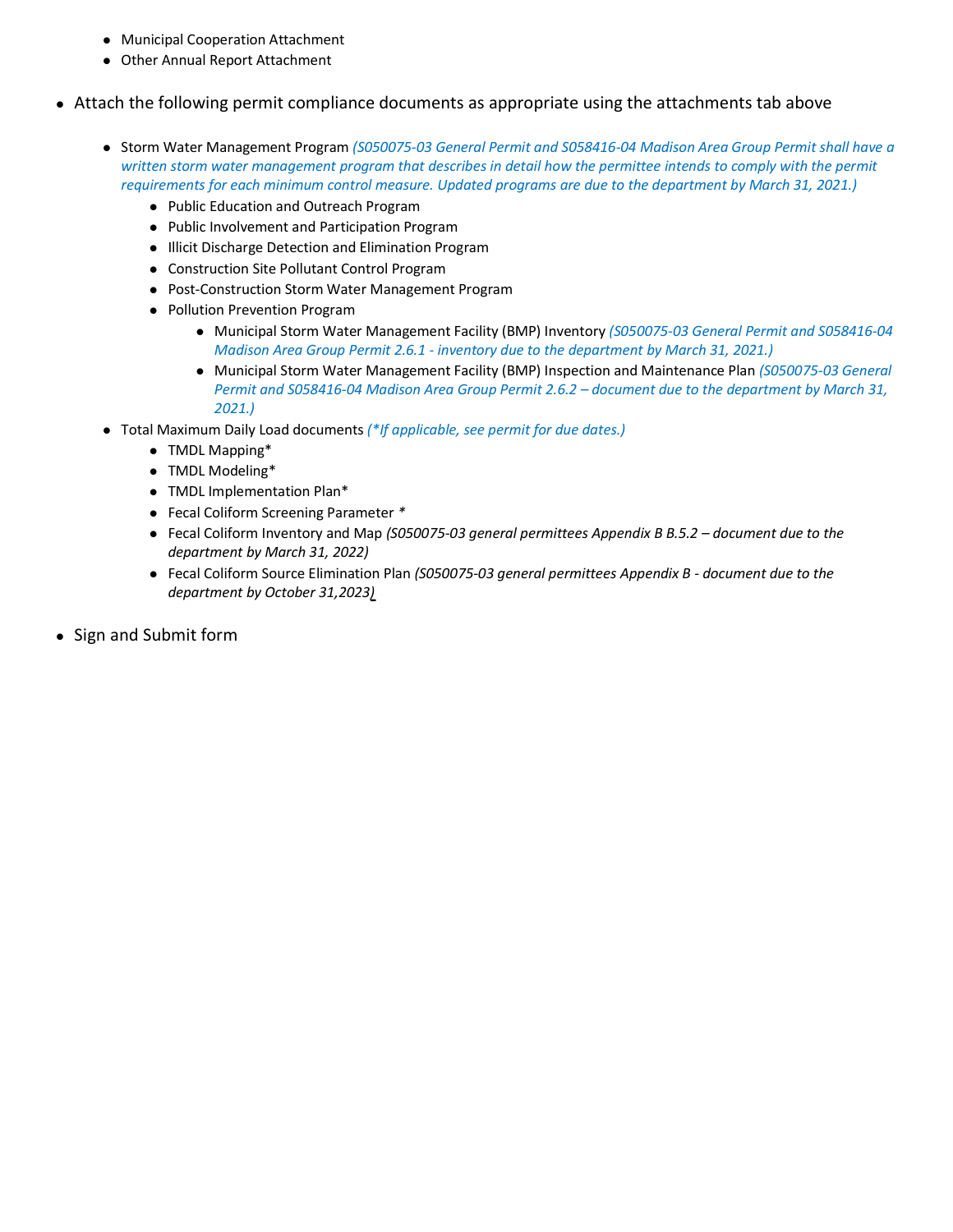- Municipal Cooperation Attachment
  - Other Annual Report Attachment

- Attach the following permit compliance documents as appropriate using the attachments tab above

  - Storm Water Management Program *(S050075-03 General Permit and S058416-04 Madison Area Group Permit shall have a written storm water management program that describes in detail how the permittee intends to comply with the permit requirements for each minimum control measure. Updated programs are due to the department by March 31, 2021.)*
    - Public Education and Outreach Program
    - Public Involvement and Participation Program
    - Illicit Discharge Detection and Elimination Program
    - Construction Site Pollutant Control Program
    - Post-Construction Storm Water Management Program
    - Pollution Prevention Program
      - Municipal Storm Water Management Facility (BMP) Inventory *(S050075-03 General Permit and S058416-04 Madison Area Group Permit 2.6.1 - inventory due to the department by March 31, 2021.)*
      - Municipal Storm Water Management Facility (BMP) Inspection and Maintenance Plan *(S050075-03 General Permit and S058416-04 Madison Area Group Permit 2.6.2 – document due to the department by March 31, 2021.)*
  - Total Maximum Daily Load documents *(*If applicable, see permit for due dates.)*
    - TMDL Mapping*
    - TMDL Modeling*
    - TMDL Implementation Plan*
    - Fecal Coliform Screening Parameter *
    - Fecal Coliform Inventory and Map *(S050075-03 general permittees Appendix B B.5.2 – document due to the department by March 31, 2022)*
    - Fecal Coliform Source Elimination Plan *(S050075-03 general permittees Appendix B - document due to the department by October 31,2023)*

- Sign and Submit form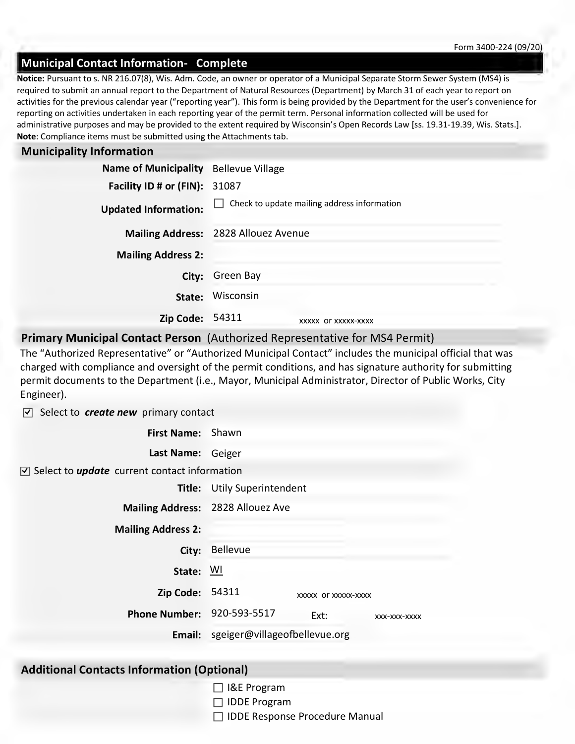Form 3400-224 (09/20)

## Municipal Contact Information- Complete

**Notice:** Pursuant to s. NR 216.07(8), Wis. Adm. Code, an owner or operator of a Municipal Separate Storm Sewer System (MS4) is required to submit an annual report to the Department of Natural Resources (Department) by March 31 of each year to report on activities for the previous calendar year ("reporting year"). This form is being provided by the Department for the user's convenience for reporting on activities undertaken in each reporting year of the permit term. Personal information collected will be used for administrative purposes and may be provided to the extent required by Wisconsin's Open Records Law [ss. 19.31-19.39, Wis. Stats.].
**Note**: Compliance items must be submitted using the Attachments tab.

### Municipality Information

**Name of Municipality** Bellevue Village

**Facility ID # or (FIN):** 31087

**Updated Information:** ☐ Check to update mailing address information

**Mailing Address:** 2828 Allouez Avenue

**Mailing Address 2:**

**City:** Green Bay

**State:** Wisconsin

**Zip Code:** 54311 xxxxx or xxxxx-xxxx

### Primary Municipal Contact Person (Authorized Representative for MS4 Permit)

The "Authorized Representative" or "Authorized Municipal Contact" includes the municipal official that was charged with compliance and oversight of the permit conditions, and has signature authority for submitting permit documents to the Department (i.e., Mayor, Municipal Administrator, Director of Public Works, City Engineer).

☑ Select to ***create new*** primary contact

**First Name:** Shawn

**Last Name:** Geiger

☑ Select to ***update*** current contact information

**Title:** Utily Superintendent

**Mailing Address:** 2828 Allouez Ave

**Mailing Address 2:**

**City:** Bellevue

**State:** WI

**Zip Code:** 54311 xxxxx or xxxxx-xxxx

**Phone Number:** 920-593-5517 Ext: xxx-xxx-xxxx

**Email:** sgeiger@villageofbellevue.org

### Additional Contacts Information (Optional)

☐ I&E Program
☐ IDDE Program
☐ IDDE Response Procedure Manual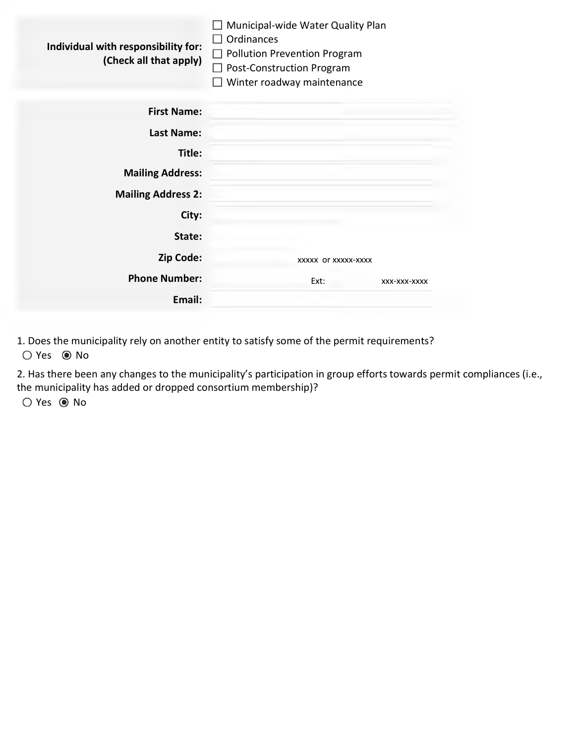**Individual with responsibility for: (Check all that apply)**

- ☐ Municipal-wide Water Quality Plan
- ☐ Ordinances
- ☐ Pollution Prevention Program
- ☐ Post-Construction Program
- ☐ Winter roadway maintenance

| | |
|---|---|
| **First Name:** | |
| **Last Name:** | |
| **Title:** | |
| **Mailing Address:** | |
| **Mailing Address 2:** | |
| **City:** | |
| **State:** | |
| **Zip Code:** | xxxxx or xxxxx-xxxx |
| **Phone Number:** | Ext: xxx-xxx-xxxx |
| **Email:** | |

1. Does the municipality rely on another entity to satisfy some of the permit requirements?
   - ○ Yes ◉ No

2. Has there been any changes to the municipality's participation in group efforts towards permit compliances (i.e., the municipality has added or dropped consortium membership)?
   - ○ Yes ◉ No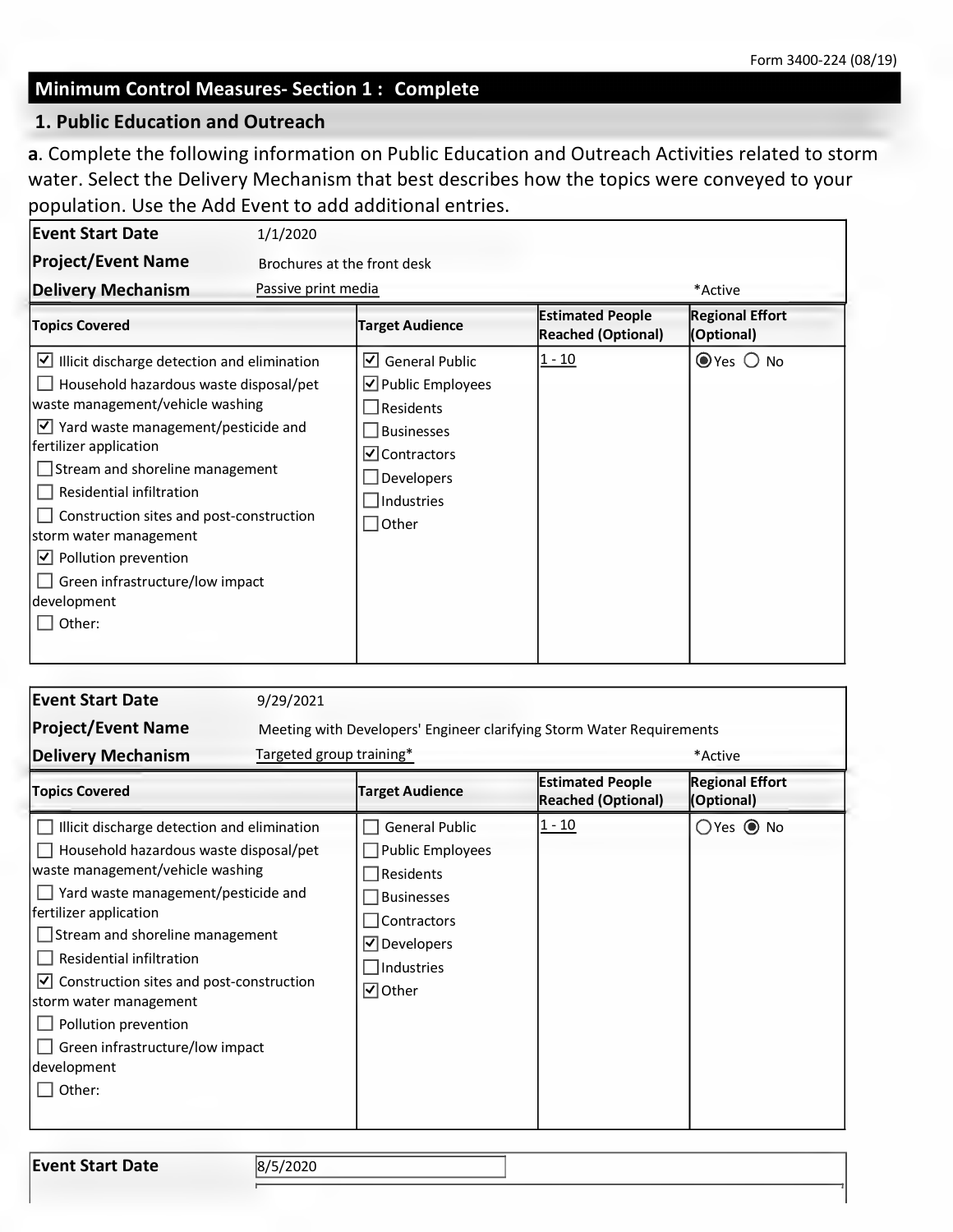Form 3400-224 (08/19)

## Minimum Control Measures- Section 1 : Complete

### 1. Public Education and Outreach

**a**. Complete the following information on Public Education and Outreach Activities related to storm water. Select the Delivery Mechanism that best describes how the topics were conveyed to your population. Use the Add Event to add additional entries.

**Event Start Date** 1/1/2020

**Project/Event Name** Brochures at the front desk

**Delivery Mechanism** Passive print media *Active

| Topics Covered | Target Audience | Estimated People Reached (Optional) | Regional Effort (Optional) |
|---|---|---|---|
| ☑ Illicit discharge detection and elimination<br>☐ Household hazardous waste disposal/pet waste management/vehicle washing<br>☑ Yard waste management/pesticide and fertilizer application<br>☐ Stream and shoreline management<br>☐ Residential infiltration<br>☐ Construction sites and post-construction storm water management<br>☑ Pollution prevention<br>☐ Green infrastructure/low impact development<br>☐ Other: | ☑ General Public<br>☑ Public Employees<br>☐ Residents<br>☐ Businesses<br>☑ Contractors<br>☐ Developers<br>☐ Industries<br>☐ Other | 1 - 10 | ◉ Yes ○ No |

**Event Start Date** 9/29/2021

**Project/Event Name** Meeting with Developers' Engineer clarifying Storm Water Requirements

**Delivery Mechanism** Targeted group training* *Active

| Topics Covered | Target Audience | Estimated People Reached (Optional) | Regional Effort (Optional) |
|---|---|---|---|
| ☐ Illicit discharge detection and elimination<br>☐ Household hazardous waste disposal/pet waste management/vehicle washing<br>☐ Yard waste management/pesticide and fertilizer application<br>☐ Stream and shoreline management<br>☐ Residential infiltration<br>☑ Construction sites and post-construction storm water management<br>☐ Pollution prevention<br>☐ Green infrastructure/low impact development<br>☐ Other: | ☐ General Public<br>☐ Public Employees<br>☐ Residents<br>☐ Businesses<br>☐ Contractors<br>☑ Developers<br>☐ Industries<br>☑ Other | 1 - 10 | ○ Yes ◉ No |

**Event Start Date** 8/5/2020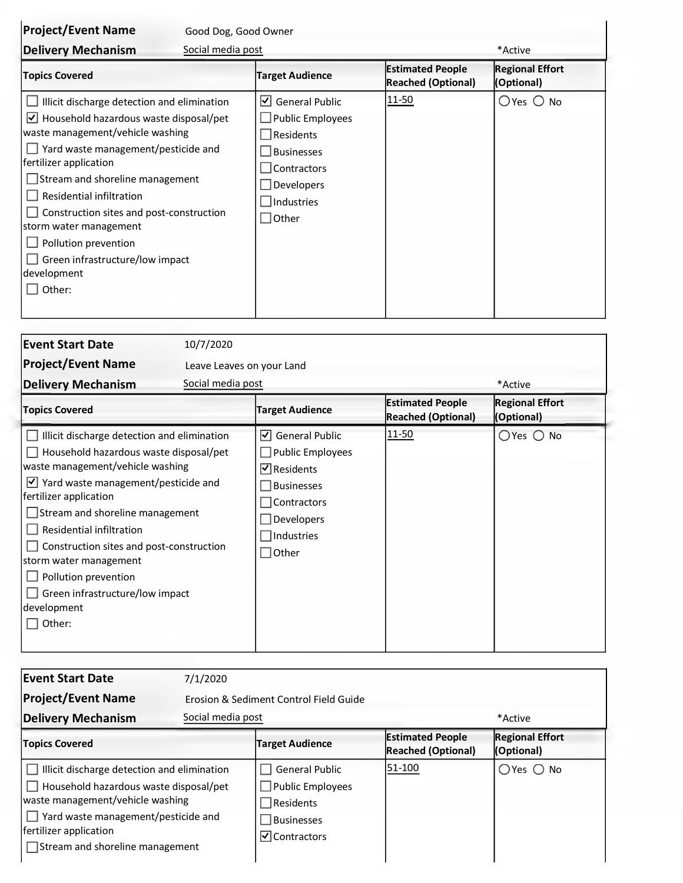**Project/Event Name** Good Dog, Good Owner

**Delivery Mechanism** Social media post *Active

| Topics Covered | Target Audience | Estimated People Reached (Optional) | Regional Effort (Optional) |
|---|---|---|---|
| ☐ Illicit discharge detection and elimination<br>☑ Household hazardous waste disposal/pet waste management/vehicle washing<br>☐ Yard waste management/pesticide and fertilizer application<br>☐ Stream and shoreline management<br>☐ Residential infiltration<br>☐ Construction sites and post-construction storm water management<br>☐ Pollution prevention<br>☐ Green infrastructure/low impact development<br>☐ Other: | ☑ General Public<br>☐ Public Employees<br>☐ Residents<br>☐ Businesses<br>☐ Contractors<br>☐ Developers<br>☐ Industries<br>☐ Other | 11-50 | ○ Yes ○ No |

**Event Start Date** 10/7/2020

**Project/Event Name** Leave Leaves on your Land

**Delivery Mechanism** Social media post *Active

| Topics Covered | Target Audience | Estimated People Reached (Optional) | Regional Effort (Optional) |
|---|---|---|---|
| ☐ Illicit discharge detection and elimination<br>☐ Household hazardous waste disposal/pet waste management/vehicle washing<br>☑ Yard waste management/pesticide and fertilizer application<br>☐ Stream and shoreline management<br>☐ Residential infiltration<br>☐ Construction sites and post-construction storm water management<br>☐ Pollution prevention<br>☐ Green infrastructure/low impact development<br>☐ Other: | ☑ General Public<br>☐ Public Employees<br>☑ Residents<br>☐ Businesses<br>☐ Contractors<br>☐ Developers<br>☐ Industries<br>☐ Other | 11-50 | ○ Yes ○ No |

**Event Start Date** 7/1/2020

**Project/Event Name** Erosion & Sediment Control Field Guide

**Delivery Mechanism** Social media post *Active

| Topics Covered | Target Audience | Estimated People Reached (Optional) | Regional Effort (Optional) |
|---|---|---|---|
| ☐ Illicit discharge detection and elimination<br>☐ Household hazardous waste disposal/pet waste management/vehicle washing<br>☐ Yard waste management/pesticide and fertilizer application<br>☐ Stream and shoreline management | ☐ General Public<br>☐ Public Employees<br>☐ Residents<br>☐ Businesses<br>☑ Contractors | 51-100 | ○ Yes ○ No |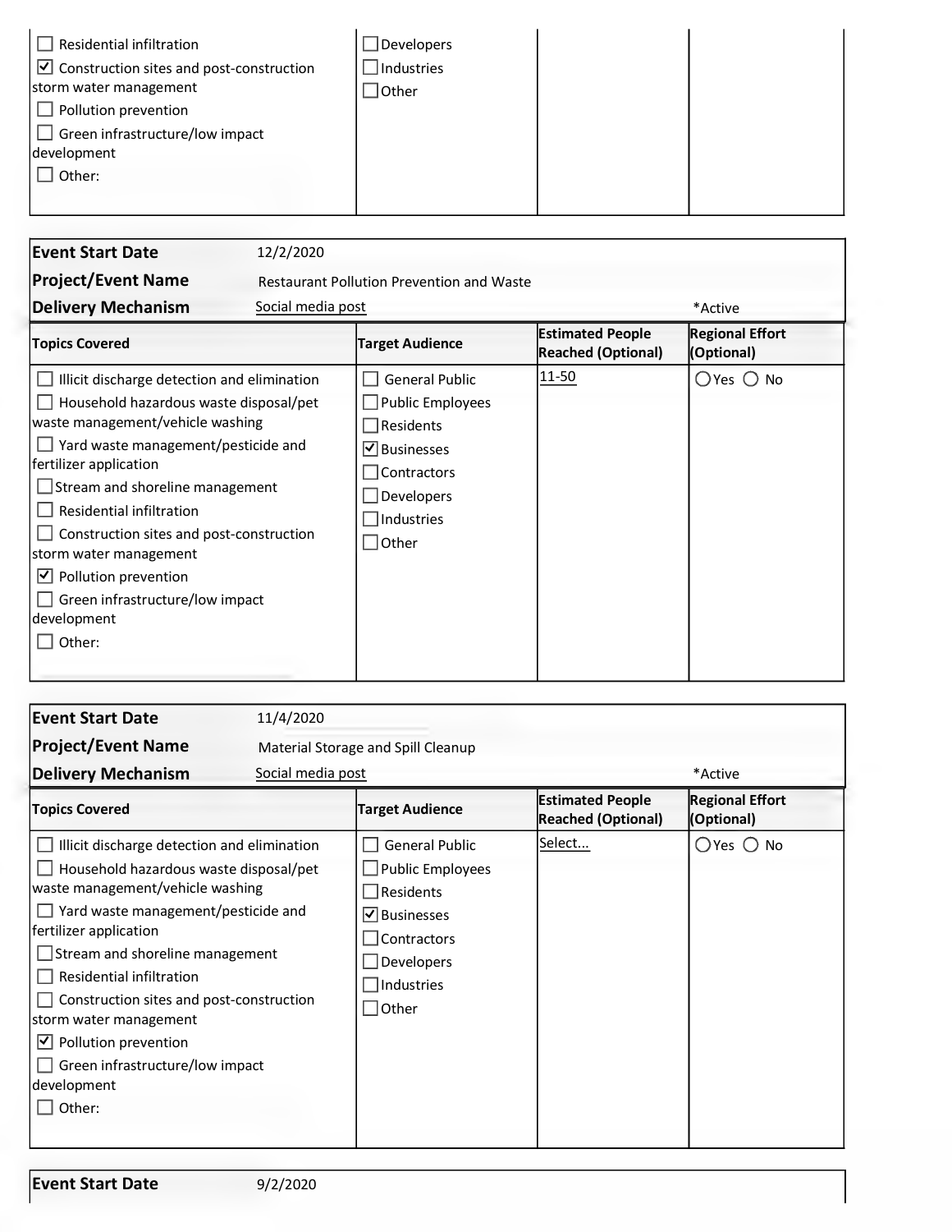| | | | |
|---|---|---|---|
| ☐ Residential infiltration<br>☑ Construction sites and post-construction storm water management<br>☐ Pollution prevention<br>☐ Green infrastructure/low impact development<br>☐ Other: | ☐ Developers<br>☐ Industries<br>☐ Other | | |

**Event Start Date** 12/2/2020

**Project/Event Name** Restaurant Pollution Prevention and Waste

**Delivery Mechanism** Social media post *Active

| Topics Covered | Target Audience | Estimated People Reached (Optional) | Regional Effort (Optional) |
|---|---|---|---|
| ☐ Illicit discharge detection and elimination<br>☐ Household hazardous waste disposal/pet waste management/vehicle washing<br>☐ Yard waste management/pesticide and fertilizer application<br>☐ Stream and shoreline management<br>☐ Residential infiltration<br>☐ Construction sites and post-construction storm water management<br>☑ Pollution prevention<br>☐ Green infrastructure/low impact development<br>☐ Other: | ☐ General Public<br>☐ Public Employees<br>☐ Residents<br>☑ Businesses<br>☐ Contractors<br>☐ Developers<br>☐ Industries<br>☐ Other | 11-50 | ○ Yes ○ No |

**Event Start Date** 11/4/2020

**Project/Event Name** Material Storage and Spill Cleanup

**Delivery Mechanism** Social media post *Active

| Topics Covered | Target Audience | Estimated People Reached (Optional) | Regional Effort (Optional) |
|---|---|---|---|
| ☐ Illicit discharge detection and elimination<br>☐ Household hazardous waste disposal/pet waste management/vehicle washing<br>☐ Yard waste management/pesticide and fertilizer application<br>☐ Stream and shoreline management<br>☐ Residential infiltration<br>☐ Construction sites and post-construction storm water management<br>☑ Pollution prevention<br>☐ Green infrastructure/low impact development<br>☐ Other: | ☐ General Public<br>☐ Public Employees<br>☐ Residents<br>☑ Businesses<br>☐ Contractors<br>☐ Developers<br>☐ Industries<br>☐ Other | Select... | ○ Yes ○ No |

**Event Start Date** 9/2/2020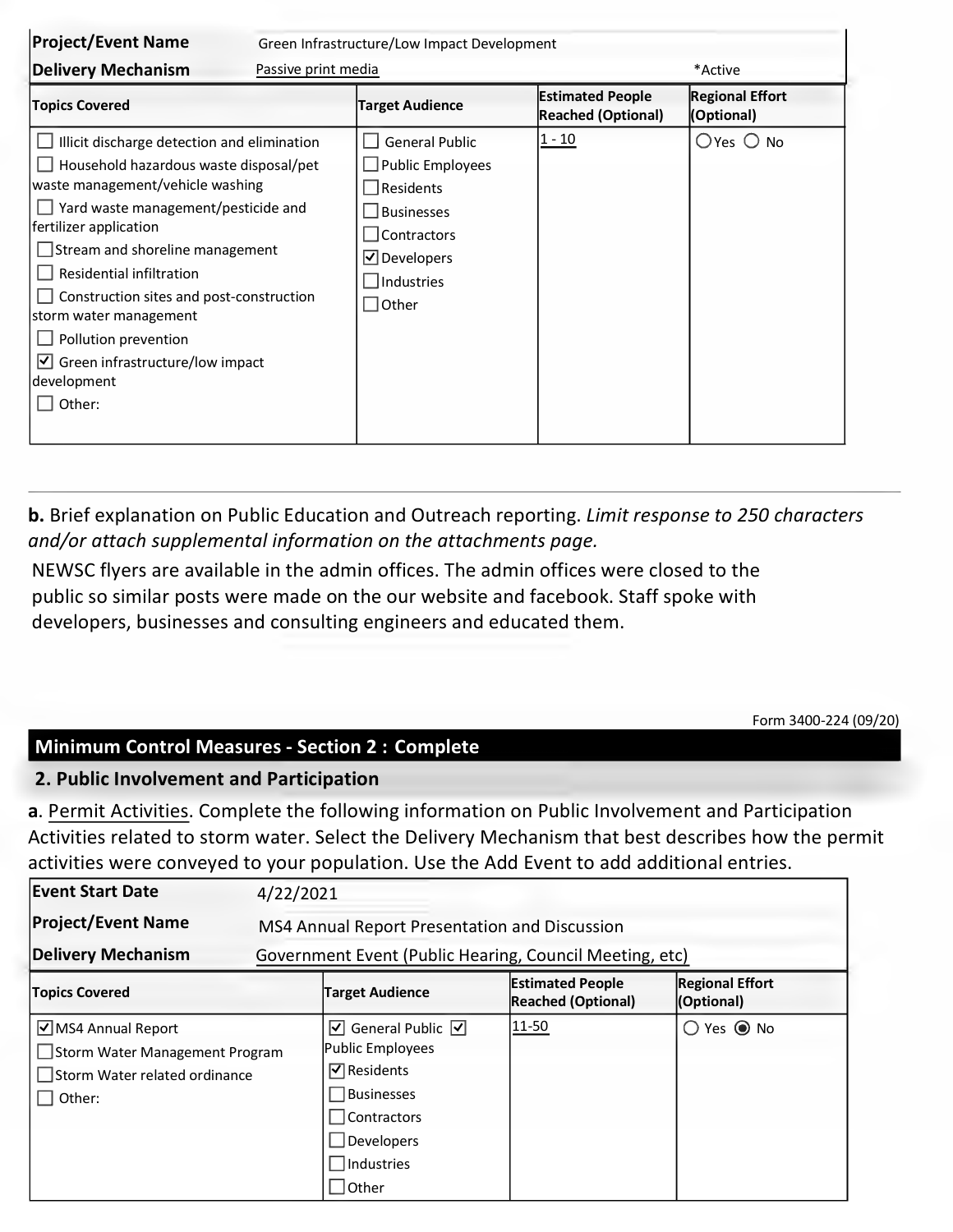| Project/Event Name | Green Infrastructure/Low Impact Development | | |
|---|---|---|---|
| **Delivery Mechanism** | Passive print media | | *Active |

| Topics Covered | Target Audience | Estimated People Reached (Optional) | Regional Effort (Optional) |
|---|---|---|---|
| ☐ Illicit discharge detection and elimination<br>☐ Household hazardous waste disposal/pet waste management/vehicle washing<br>☐ Yard waste management/pesticide and fertilizer application<br>☐ Stream and shoreline management<br>☐ Residential infiltration<br>☐ Construction sites and post-construction storm water management<br>☐ Pollution prevention<br>☑ Green infrastructure/low impact development<br>☐ Other: | ☐ General Public<br>☐ Public Employees<br>☐ Residents<br>☐ Businesses<br>☐ Contractors<br>☑ Developers<br>☐ Industries<br>☐ Other | 1 - 10 | ○ Yes ○ No |

**b.** Brief explanation on Public Education and Outreach reporting. *Limit response to 250 characters and/or attach supplemental information on the attachments page.*

NEWSC flyers are available in the admin offices. The admin offices were closed to the public so similar posts were made on the our website and facebook. Staff spoke with developers, businesses and consulting engineers and educated them.

Form 3400-224 (09/20)

## Minimum Control Measures - Section 2 : Complete

### 2. Public Involvement and Participation

**a**. Permit Activities. Complete the following information on Public Involvement and Participation Activities related to storm water. Select the Delivery Mechanism that best describes how the permit activities were conveyed to your population. Use the Add Event to add additional entries.

| Event Start Date | 4/22/2021 | | |
|---|---|---|---|
| **Project/Event Name** | MS4 Annual Report Presentation and Discussion | | |
| **Delivery Mechanism** | Government Event (Public Hearing, Council Meeting, etc) | | |

| Topics Covered | Target Audience | Estimated People Reached (Optional) | Regional Effort (Optional) |
|---|---|---|---|
| ☑ MS4 Annual Report<br>☐ Storm Water Management Program<br>☐ Storm Water related ordinance<br>☐ Other: | ☑ General Public<br>☑ Public Employees<br>☑ Residents<br>☐ Businesses<br>☐ Contractors<br>☐ Developers<br>☐ Industries<br>☐ Other | 11-50 | ○ Yes ◉ No |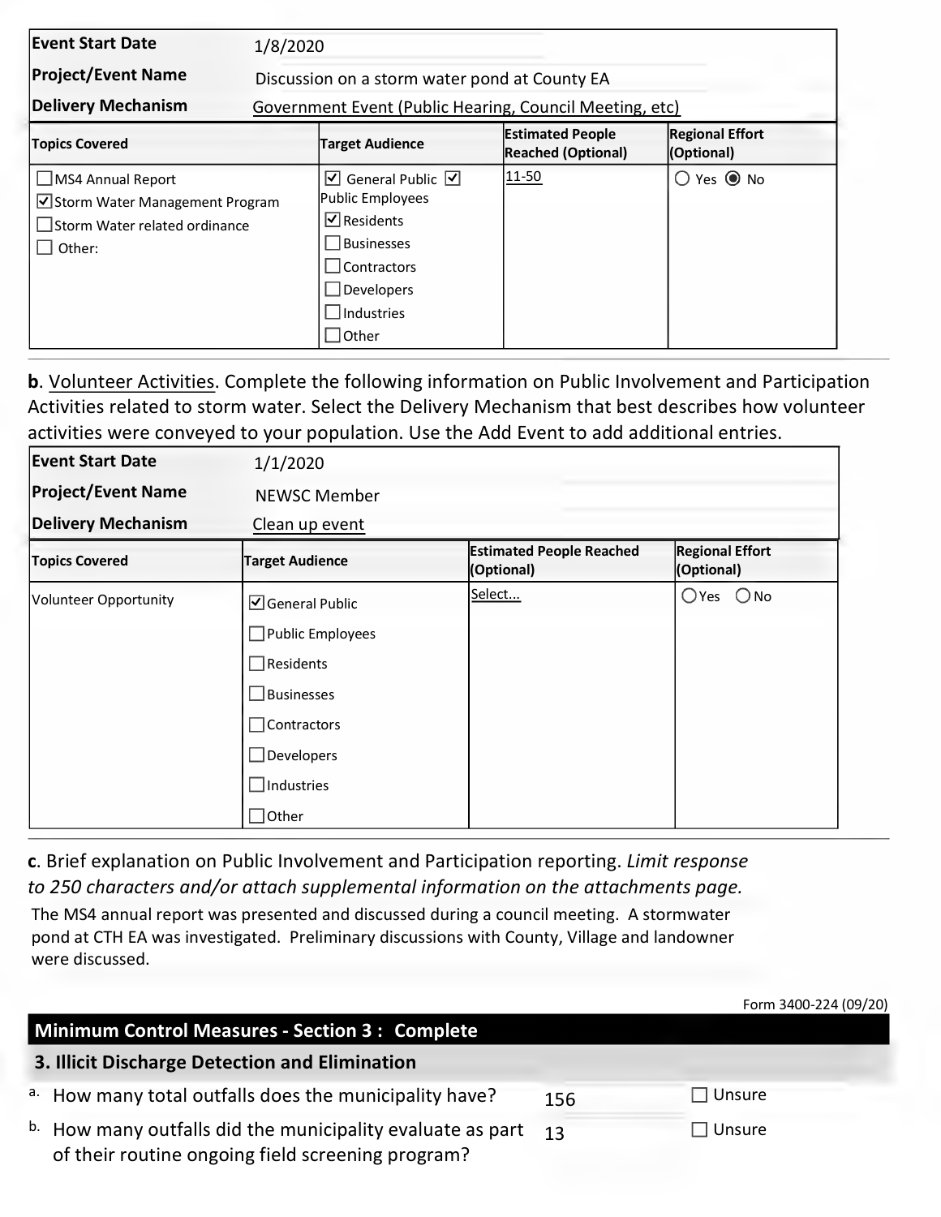| Event Start Date | 1/8/2020 | | |
|---|---|---|---|
| Project/Event Name | Discussion on a storm water pond at County EA | | |
| Delivery Mechanism | Government Event (Public Hearing, Council Meeting, etc) | | |

| Topics Covered | Target Audience | Estimated People Reached (Optional) | Regional Effort (Optional) |
|---|---|---|---|
| ☐ MS4 Annual Report<br>☑ Storm Water Management Program<br>☐ Storm Water related ordinance<br>☐ Other: | ☑ General Public ☑ Public Employees<br>☑ Residents<br>☐ Businesses<br>☐ Contractors<br>☐ Developers<br>☐ Industries<br>☐ Other | 11-50 | ○ Yes ◉ No |

**b**. Volunteer Activities. Complete the following information on Public Involvement and Participation Activities related to storm water. Select the Delivery Mechanism that best describes how volunteer activities were conveyed to your population. Use the Add Event to add additional entries.

| Event Start Date | 1/1/2020 | | |
|---|---|---|---|
| Project/Event Name | NEWSC Member | | |
| Delivery Mechanism | Clean up event | | |

| Topics Covered | Target Audience | Estimated People Reached (Optional) | Regional Effort (Optional) |
|---|---|---|---|
| Volunteer Opportunity | ☑ General Public<br>☐ Public Employees<br>☐ Residents<br>☐ Businesses<br>☐ Contractors<br>☐ Developers<br>☐ Industries<br>☐ Other | Select... | ○ Yes ○ No |

**c**. Brief explanation on Public Involvement and Participation reporting. *Limit response to 250 characters and/or attach supplemental information on the attachments page.*

The MS4 annual report was presented and discussed during a council meeting. A stormwater pond at CTH EA was investigated. Preliminary discussions with County, Village and landowner were discussed.

Form 3400-224 (09/20)

## Minimum Control Measures - Section 3 : Complete

### 3. Illicit Discharge Detection and Elimination

a. How many total outfalls does the municipality have? 156 ☐ Unsure

b. How many outfalls did the municipality evaluate as part of their routine ongoing field screening program? 13 ☐ Unsure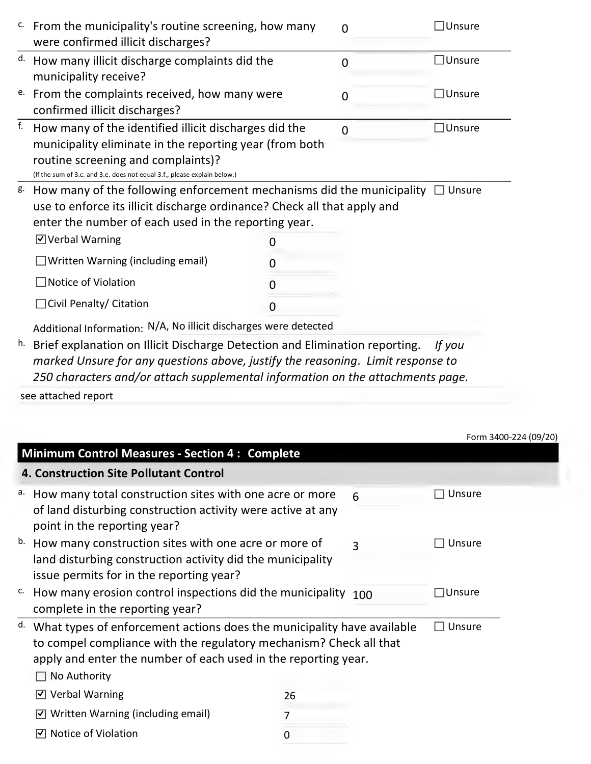c. From the municipality's routine screening, how many were confirmed illicit discharges? 0 ☐Unsure

d. How many illicit discharge complaints did the municipality receive? 0 ☐Unsure

e. From the complaints received, how many were confirmed illicit discharges? 0 ☐Unsure

f. How many of the identified illicit discharges did the municipality eliminate in the reporting year (from both routine screening and complaints)? 0 ☐Unsure

(If the sum of 3.c. and 3.e. does not equal 3.f., please explain below.)

g. How many of the following enforcement mechanisms did the municipality use to enforce its illicit discharge ordinance? Check all that apply and enter the number of each used in the reporting year. ☐ Unsure

- ☑ Verbal Warning 0
- ☐ Written Warning (including email) 0
- ☐ Notice of Violation 0
- ☐ Civil Penalty/ Citation 0

Additional Information: N/A, No illicit discharges were detected

h. Brief explanation on Illicit Discharge Detection and Elimination reporting. *If you marked Unsure for any questions above, justify the reasoning. Limit response to 250 characters and/or attach supplemental information on the attachments page.*

see attached report

Form 3400-224 (09/20)

## Minimum Control Measures - Section 4 : Complete

### 4. Construction Site Pollutant Control

a. How many total construction sites with one acre or more of land disturbing construction activity were active at any point in the reporting year? 6 ☐ Unsure

b. How many construction sites with one acre or more of land disturbing construction activity did the municipality issue permits for in the reporting year? 3 ☐ Unsure

c. How many erosion control inspections did the municipality complete in the reporting year? 100 ☐Unsure

d. What types of enforcement actions does the municipality have available to compel compliance with the regulatory mechanism? Check all that apply and enter the number of each used in the reporting year. ☐ Unsure

- ☐ No Authority
- ☑ Verbal Warning 26
- ☑ Written Warning (including email) 7
- ☑ Notice of Violation 0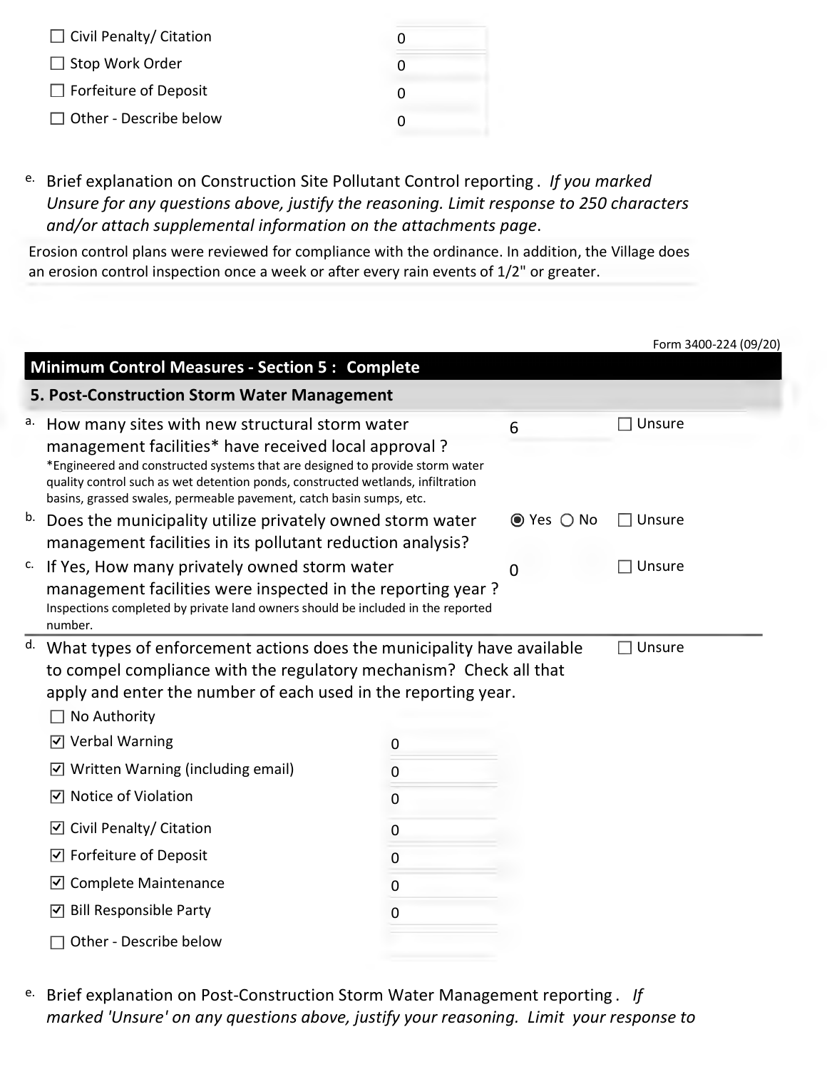- ☐ Civil Penalty/ Citation: 0
- ☐ Stop Work Order: 0
- ☐ Forfeiture of Deposit: 0
- ☐ Other - Describe below: 0

e. Brief explanation on Construction Site Pollutant Control reporting . *If you marked Unsure for any questions above, justify the reasoning. Limit response to 250 characters and/or attach supplemental information on the attachments page.*

Erosion control plans were reviewed for compliance with the ordinance. In addition, the Village does an erosion control inspection once a week or after every rain events of 1/2" or greater.

Form 3400-224 (09/20)

## Minimum Control Measures - Section 5 : Complete

### 5. Post-Construction Storm Water Management

a. How many sites with new structural storm water management facilities* have received local approval ? 6 ☐ Unsure

*Engineered and constructed systems that are designed to provide storm water quality control such as wet detention ponds, constructed wetlands, infiltration basins, grassed swales, permeable pavement, catch basin sumps, etc.

b. Does the municipality utilize privately owned storm water management facilities in its pollutant reduction analysis? ◉ Yes ○ No ☐ Unsure

c. If Yes, How many privately owned storm water management facilities were inspected in the reporting year ? 0 ☐ Unsure

Inspections completed by private land owners should be included in the reported number.

d. What types of enforcement actions does the municipality have available to compel compliance with the regulatory mechanism? Check all that apply and enter the number of each used in the reporting year. ☐ Unsure

- ☐ No Authority
- ☑ Verbal Warning: 0
- ☑ Written Warning (including email): 0
- ☑ Notice of Violation: 0
- ☑ Civil Penalty/ Citation: 0
- ☑ Forfeiture of Deposit: 0
- ☑ Complete Maintenance: 0
- ☑ Bill Responsible Party: 0
- ☐ Other - Describe below

e. Brief explanation on Post-Construction Storm Water Management reporting . *If marked 'Unsure' on any questions above, justify your reasoning. Limit your response to*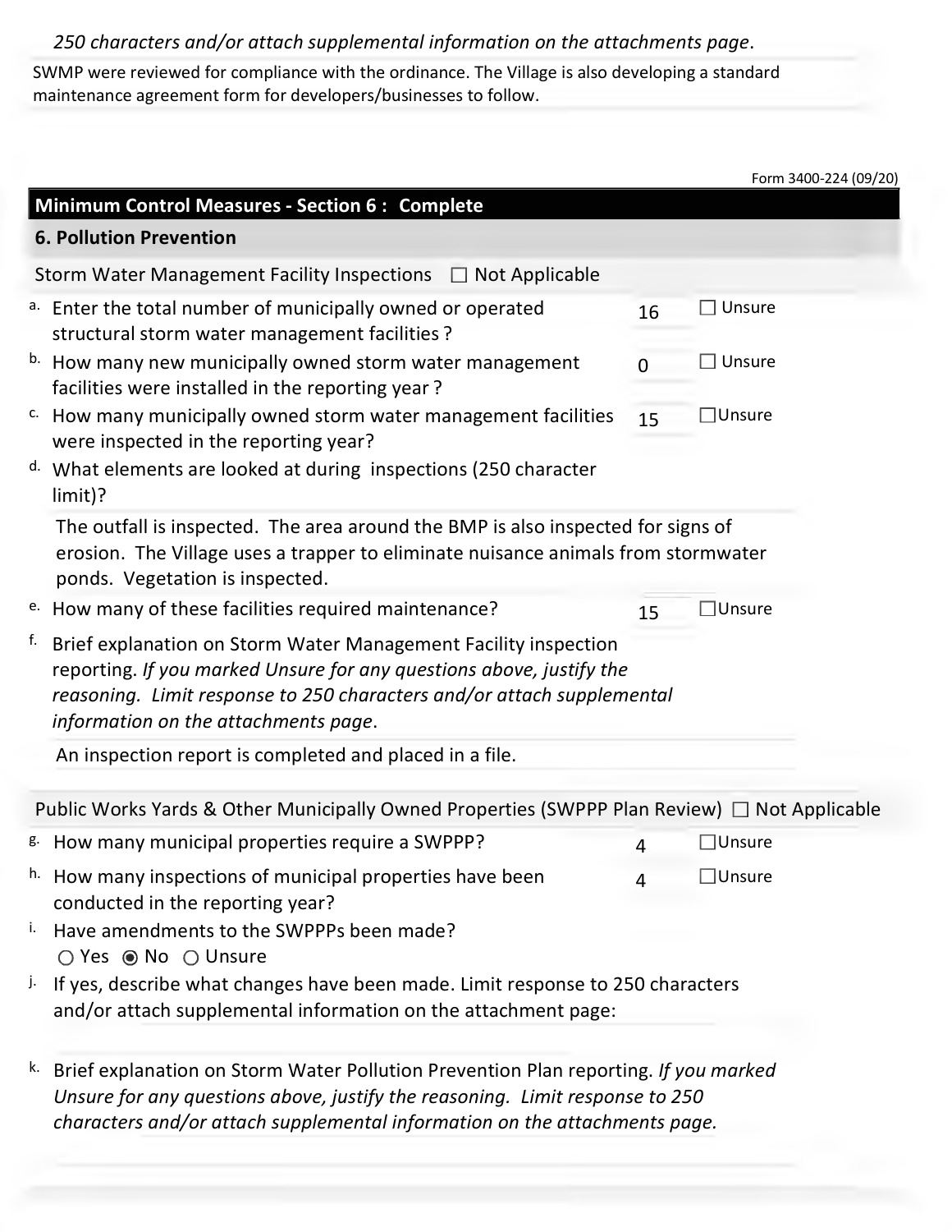*250 characters and/or attach supplemental information on the attachments page.*

SWMP were reviewed for compliance with the ordinance. The Village is also developing a standard maintenance agreement form for developers/businesses to follow.

Form 3400-224 (09/20)

## Minimum Control Measures - Section 6 : Complete

### 6. Pollution Prevention

Storm Water Management Facility Inspections ☐ Not Applicable

a. Enter the total number of municipally owned or operated structural storm water management facilities ? 16 ☐ Unsure

b. How many new municipally owned storm water management facilities were installed in the reporting year ? 0 ☐ Unsure

c. How many municipally owned storm water management facilities were inspected in the reporting year? 15 ☐ Unsure

d. What elements are looked at during inspections (250 character limit)?

The outfall is inspected. The area around the BMP is also inspected for signs of erosion. The Village uses a trapper to eliminate nuisance animals from stormwater ponds. Vegetation is inspected.

e. How many of these facilities required maintenance? 15 ☐ Unsure

f. Brief explanation on Storm Water Management Facility inspection reporting. *If you marked Unsure for any questions above, justify the reasoning. Limit response to 250 characters and/or attach supplemental information on the attachments page.*

An inspection report is completed and placed in a file.

Public Works Yards & Other Municipally Owned Properties (SWPPP Plan Review) ☐ Not Applicable

g. How many municipal properties require a SWPPP? 4 ☐ Unsure

h. How many inspections of municipal properties have been conducted in the reporting year? 4 ☐ Unsure

i. Have amendments to the SWPPPs been made?
○ Yes ◉ No ○ Unsure

j. If yes, describe what changes have been made. Limit response to 250 characters and/or attach supplemental information on the attachment page:

k. Brief explanation on Storm Water Pollution Prevention Plan reporting. *If you marked Unsure for any questions above, justify the reasoning. Limit response to 250 characters and/or attach supplemental information on the attachments page.*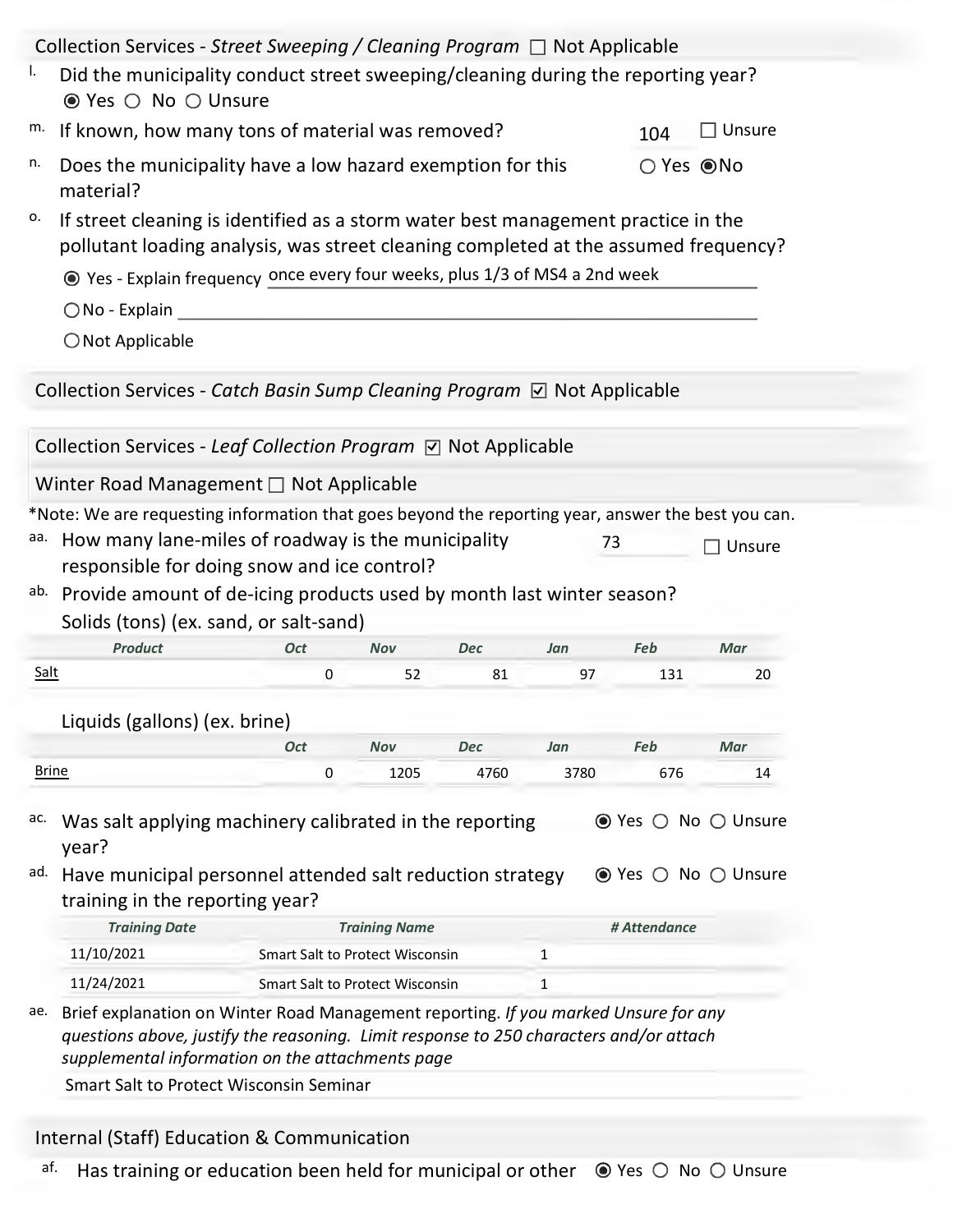## Collection Services - *Street Sweeping / Cleaning Program* ☐ Not Applicable

l. Did the municipality conduct street sweeping/cleaning during the reporting year?
   ◉ Yes ○ No ○ Unsure

m. If known, how many tons of material was removed? 104 ☐ Unsure

n. Does the municipality have a low hazard exemption for this material? ○ Yes ◉ No

o. If street cleaning is identified as a storm water best management practice in the pollutant loading analysis, was street cleaning completed at the assumed frequency?
   ◉ Yes - Explain frequency once every four weeks, plus 1/3 of MS4 a 2nd week
   ○ No - Explain
   ○ Not Applicable

## Collection Services - *Catch Basin Sump Cleaning Program* ☑ Not Applicable

## Collection Services - *Leaf Collection Program* ☑ Not Applicable

## Winter Road Management ☐ Not Applicable

*Note: We are requesting information that goes beyond the reporting year, answer the best you can.

aa. How many lane-miles of roadway is the municipality responsible for doing snow and ice control? 73 ☐ Unsure

ab. Provide amount of de-icing products used by month last winter season?

Solids (tons) (ex. sand, or salt-sand)

| Product | Oct | Nov | Dec | Jan | Feb | Mar |
|---|---|---|---|---|---|---|
| Salt | 0 | 52 | 81 | 97 | 131 | 20 |

Liquids (gallons) (ex. brine)

| | Oct | Nov | Dec | Jan | Feb | Mar |
|---|---|---|---|---|---|---|
| Brine | 0 | 1205 | 4760 | 3780 | 676 | 14 |

ac. Was salt applying machinery calibrated in the reporting year? ◉ Yes ○ No ○ Unsure

ad. Have municipal personnel attended salt reduction strategy training in the reporting year? ◉ Yes ○ No ○ Unsure

| Training Date | Training Name | # Attendance |
|---|---|---|
| 11/10/2021 | Smart Salt to Protect Wisconsin | 1 |
| 11/24/2021 | Smart Salt to Protect Wisconsin | 1 |

ae. Brief explanation on Winter Road Management reporting. *If you marked Unsure for any questions above, justify the reasoning. Limit response to 250 characters and/or attach supplemental information on the attachments page*

Smart Salt to Protect Wisconsin Seminar

## Internal (Staff) Education & Communication

af. Has training or education been held for municipal or other ◉ Yes ○ No ○ Unsure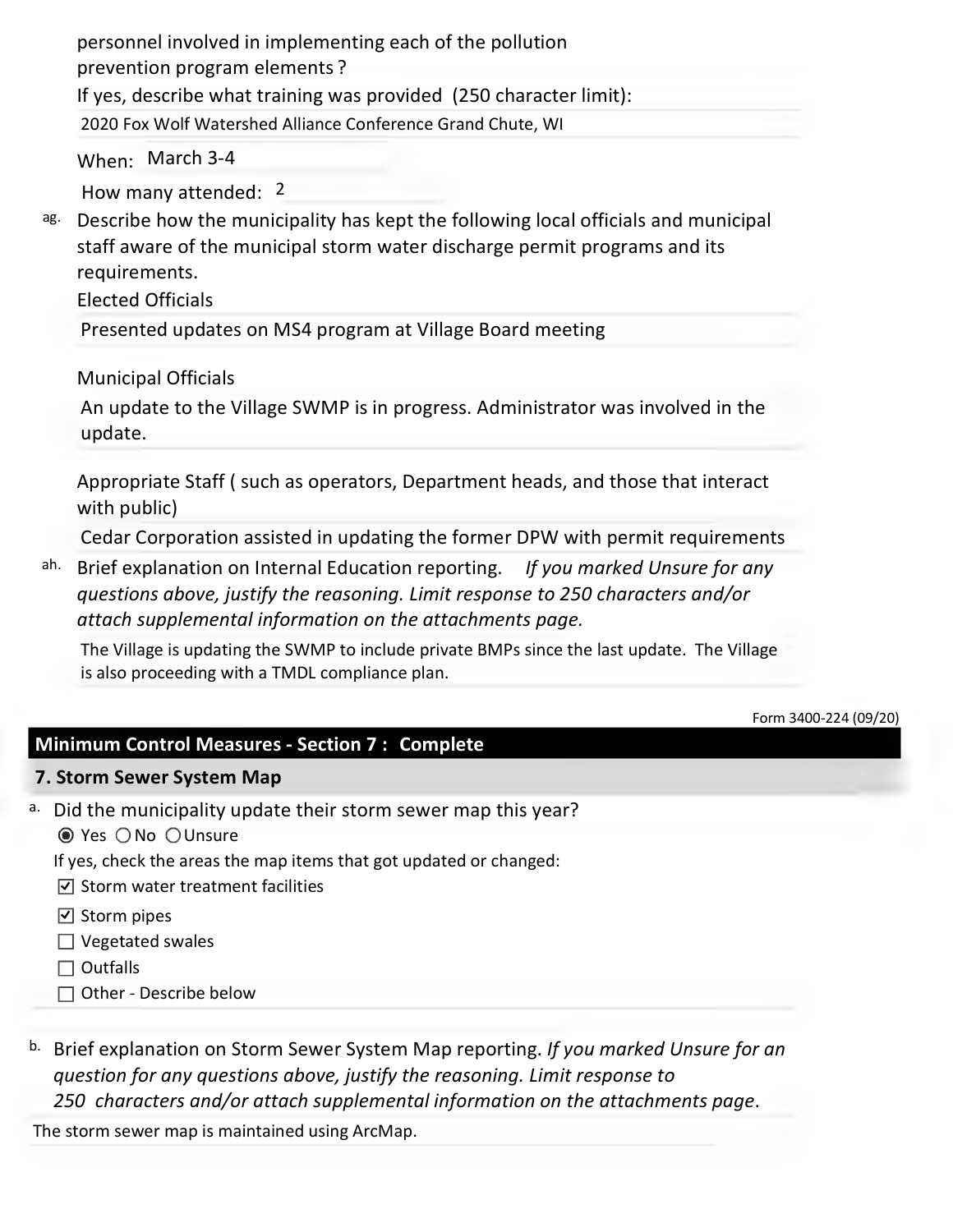personnel involved in implementing each of the pollution prevention program elements ?

If yes, describe what training was provided (250 character limit):

2020 Fox Wolf Watershed Alliance Conference Grand Chute, WI

When: March 3-4

How many attended: 2

ag. Describe how the municipality has kept the following local officials and municipal staff aware of the municipal storm water discharge permit programs and its requirements.

Elected Officials

Presented updates on MS4 program at Village Board meeting

Municipal Officials

An update to the Village SWMP is in progress. Administrator was involved in the update.

Appropriate Staff ( such as operators, Department heads, and those that interact with public)

Cedar Corporation assisted in updating the former DPW with permit requirements

ah. Brief explanation on Internal Education reporting. *If you marked Unsure for any questions above, justify the reasoning. Limit response to 250 characters and/or attach supplemental information on the attachments page.*

The Village is updating the SWMP to include private BMPs since the last update. The Village is also proceeding with a TMDL compliance plan.

Form 3400-224 (09/20)

## Minimum Control Measures - Section 7 : Complete

### 7. Storm Sewer System Map

a. Did the municipality update their storm sewer map this year?

- (●) Yes
- ( ) No
- ( ) Unsure

If yes, check the areas the map items that got updated or changed:

- [x] Storm water treatment facilities
- [x] Storm pipes
- [ ] Vegetated swales
- [ ] Outfalls
- [ ] Other - Describe below

b. Brief explanation on Storm Sewer System Map reporting. *If you marked Unsure for an question for any questions above, justify the reasoning. Limit response to 250 characters and/or attach supplemental information on the attachments page*.

The storm sewer map is maintained using ArcMap.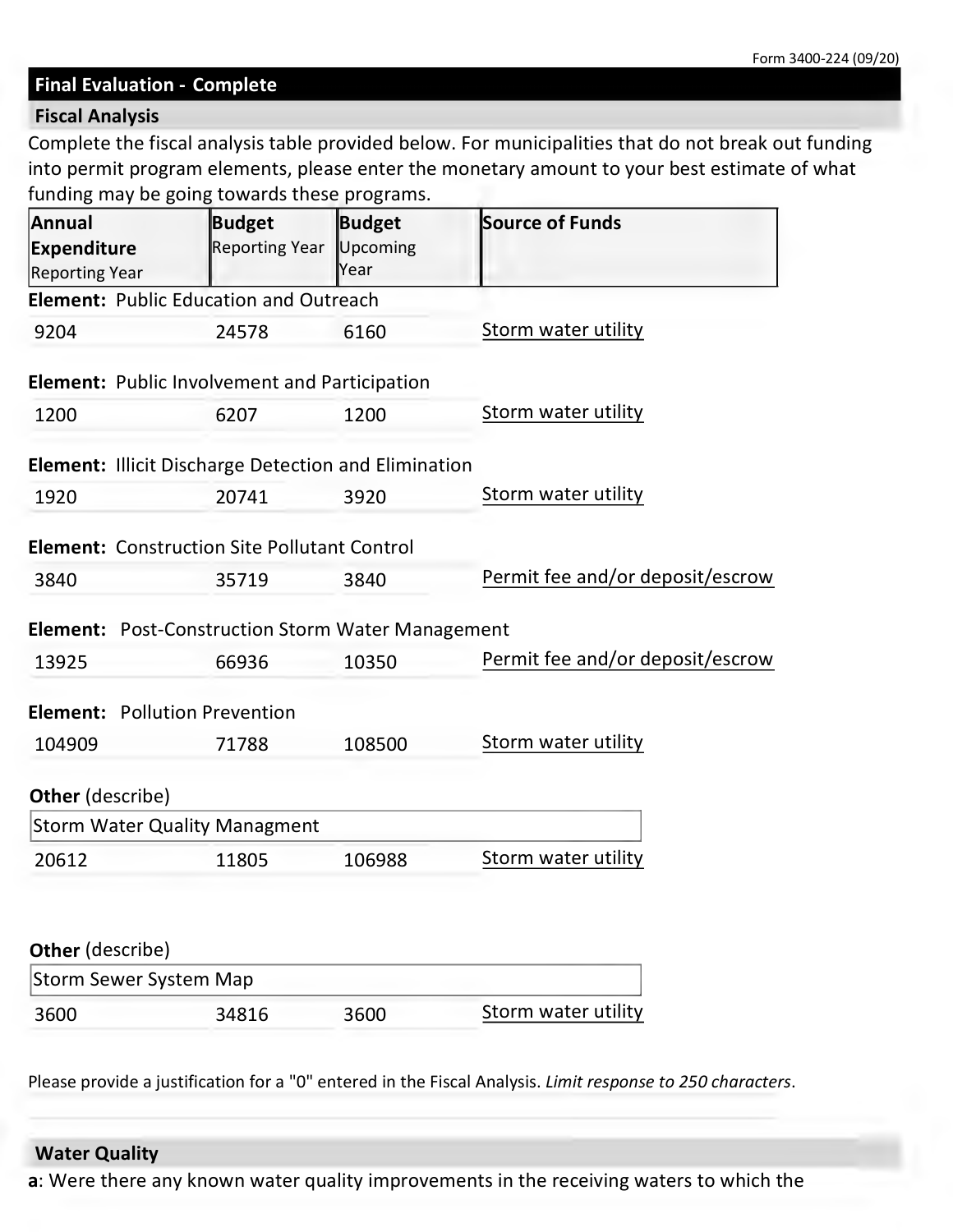Form 3400-224 (09/20)

## Final Evaluation - Complete

### Fiscal Analysis

Complete the fiscal analysis table provided below. For municipalities that do not break out funding into permit program elements, please enter the monetary amount to your best estimate of what funding may be going towards these programs.

| Annual Expenditure Reporting Year | Budget Reporting Year | Budget Upcoming Year | Source of Funds |
|---|---|---|---|
| **Element:** Public Education and Outreach | | | |
| 9204 | 24578 | 6160 | Storm water utility |
| **Element:** Public Involvement and Participation | | | |
| 1200 | 6207 | 1200 | Storm water utility |
| **Element:** Illicit Discharge Detection and Elimination | | | |
| 1920 | 20741 | 3920 | Storm water utility |
| **Element:** Construction Site Pollutant Control | | | |
| 3840 | 35719 | 3840 | Permit fee and/or deposit/escrow |
| **Element:** Post-Construction Storm Water Management | | | |
| 13925 | 66936 | 10350 | Permit fee and/or deposit/escrow |
| **Element:** Pollution Prevention | | | |
| 104909 | 71788 | 108500 | Storm water utility |
| **Other** (describe): Storm Water Quality Managment | | | |
| 20612 | 11805 | 106988 | Storm water utility |
| **Other** (describe): Storm Sewer System Map | | | |
| 3600 | 34816 | 3600 | Storm water utility |

Please provide a justification for a "0" entered in the Fiscal Analysis. *Limit response to 250 characters*.

### Water Quality

**a**: Were there any known water quality improvements in the receiving waters to which the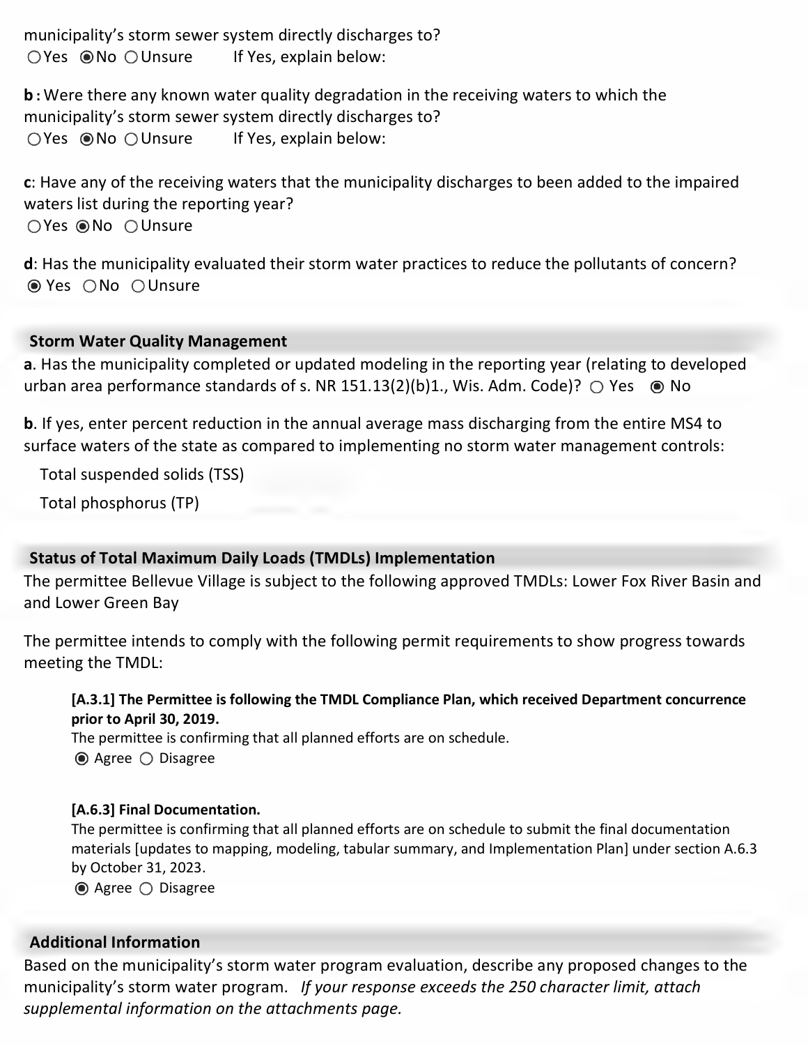municipality's storm sewer system directly discharges to?
○ Yes ◉ No ○ Unsure If Yes, explain below:

**b**: Were there any known water quality degradation in the receiving waters to which the municipality's storm sewer system directly discharges to?
○ Yes ◉ No ○ Unsure If Yes, explain below:

**c**: Have any of the receiving waters that the municipality discharges to been added to the impaired waters list during the reporting year?
○ Yes ◉ No ○ Unsure

**d**: Has the municipality evaluated their storm water practices to reduce the pollutants of concern?
◉ Yes ○ No ○ Unsure

## Storm Water Quality Management

**a**. Has the municipality completed or updated modeling in the reporting year (relating to developed urban area performance standards of s. NR 151.13(2)(b)1., Wis. Adm. Code)? ○ Yes ◉ No

**b**. If yes, enter percent reduction in the annual average mass discharging from the entire MS4 to surface waters of the state as compared to implementing no storm water management controls:

Total suspended solids (TSS)

Total phosphorus (TP)

## Status of Total Maximum Daily Loads (TMDLs) Implementation

The permittee Bellevue Village is subject to the following approved TMDLs: Lower Fox River Basin and and Lower Green Bay

The permittee intends to comply with the following permit requirements to show progress towards meeting the TMDL:

**[A.3.1] The Permittee is following the TMDL Compliance Plan, which received Department concurrence prior to April 30, 2019.**
The permittee is confirming that all planned efforts are on schedule.
◉ Agree ○ Disagree

**[A.6.3] Final Documentation.**
The permittee is confirming that all planned efforts are on schedule to submit the final documentation materials [updates to mapping, modeling, tabular summary, and Implementation Plan] under section A.6.3 by October 31, 2023.
◉ Agree ○ Disagree

## Additional Information

Based on the municipality's storm water program evaluation, describe any proposed changes to the municipality's storm water program. *If your response exceeds the 250 character limit, attach supplemental information on the attachments page.*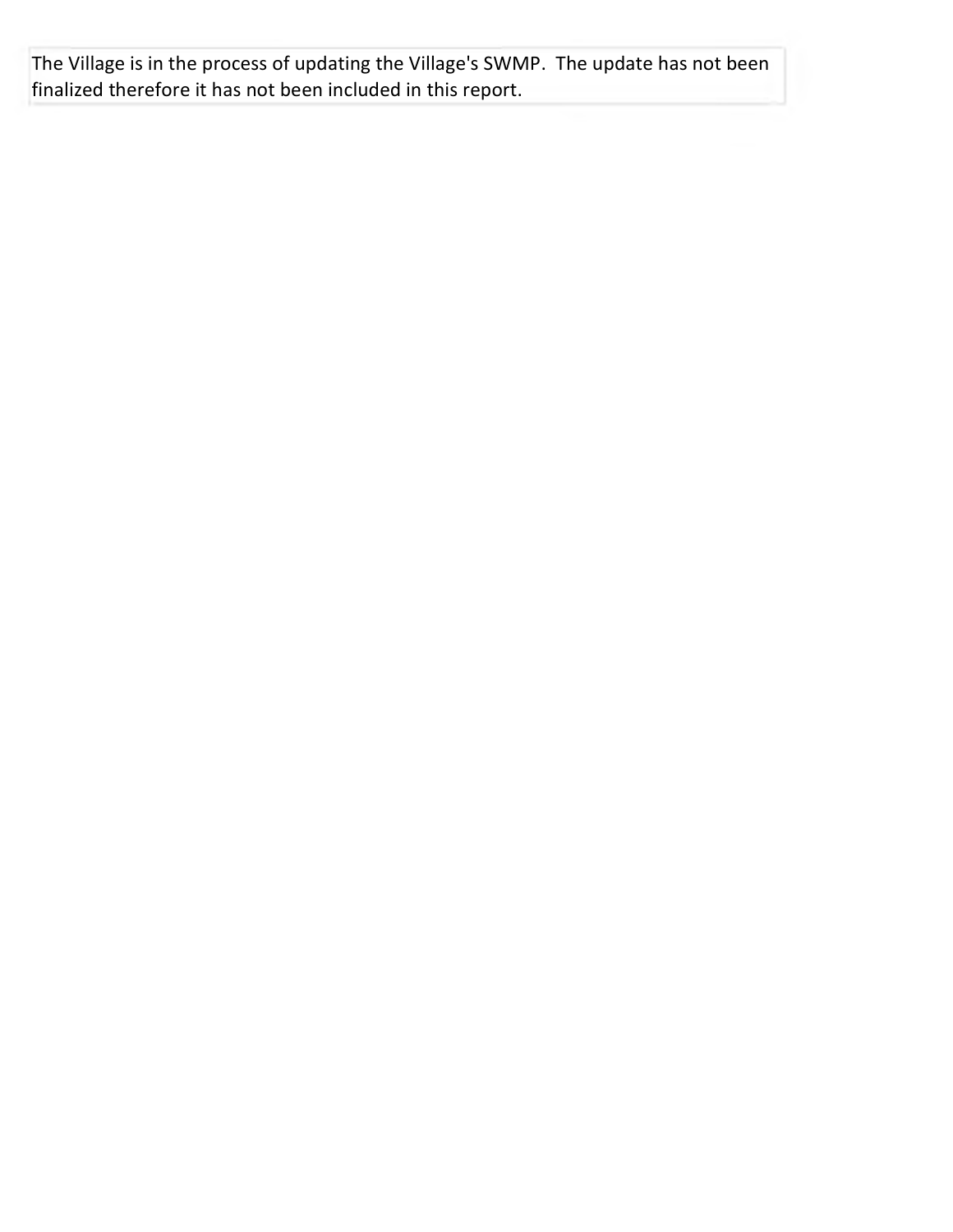The Village is in the process of updating the Village's SWMP. The update has not been finalized therefore it has not been included in this report.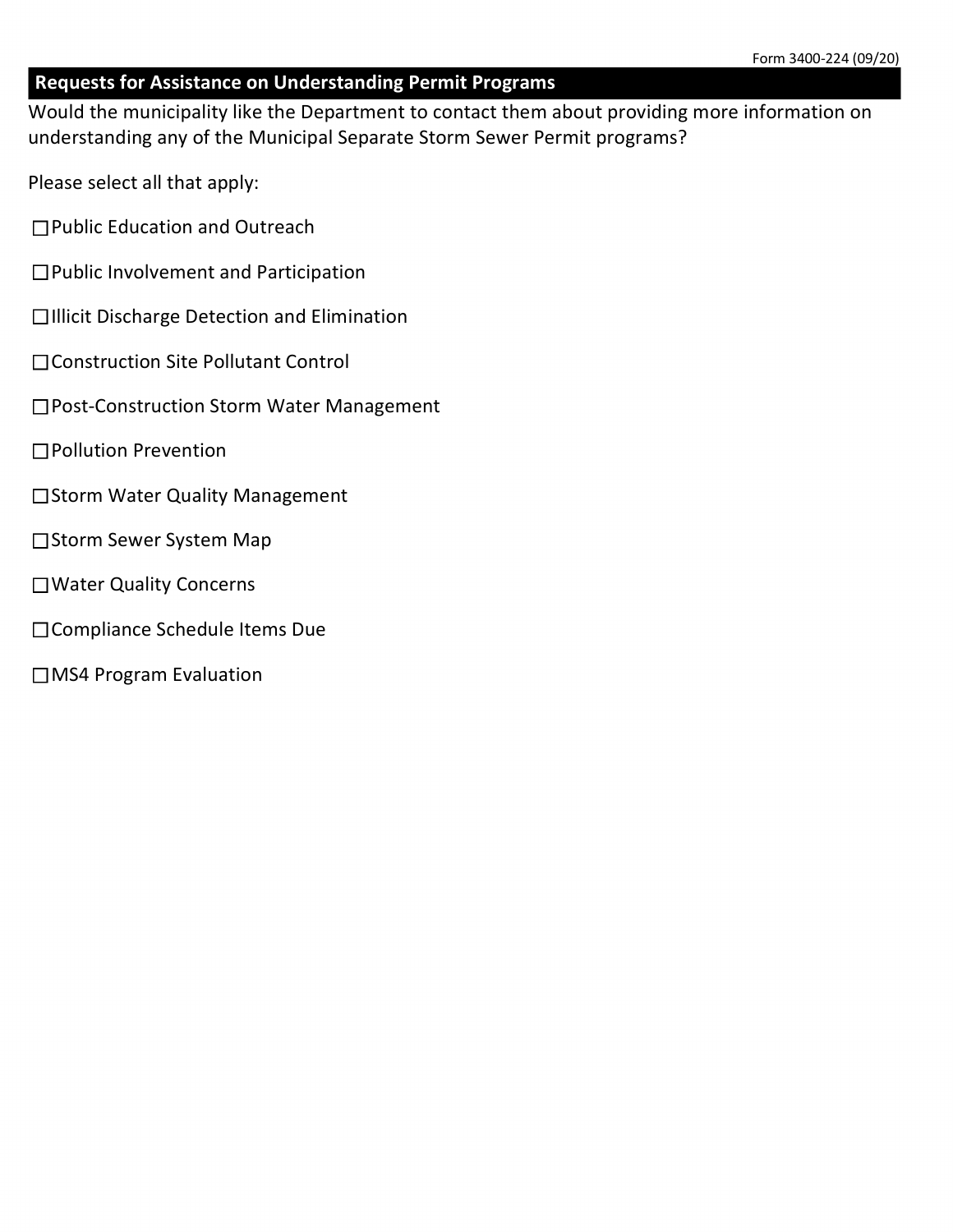## Requests for Assistance on Understanding Permit Programs

Would the municipality like the Department to contact them about providing more information on understanding any of the Municipal Separate Storm Sewer Permit programs?

Please select all that apply:

☐Public Education and Outreach

☐Public Involvement and Participation

☐Illicit Discharge Detection and Elimination

☐Construction Site Pollutant Control

☐Post-Construction Storm Water Management

☐Pollution Prevention

☐Storm Water Quality Management

☐Storm Sewer System Map

☐Water Quality Concerns

☐Compliance Schedule Items Due

☐MS4 Program Evaluation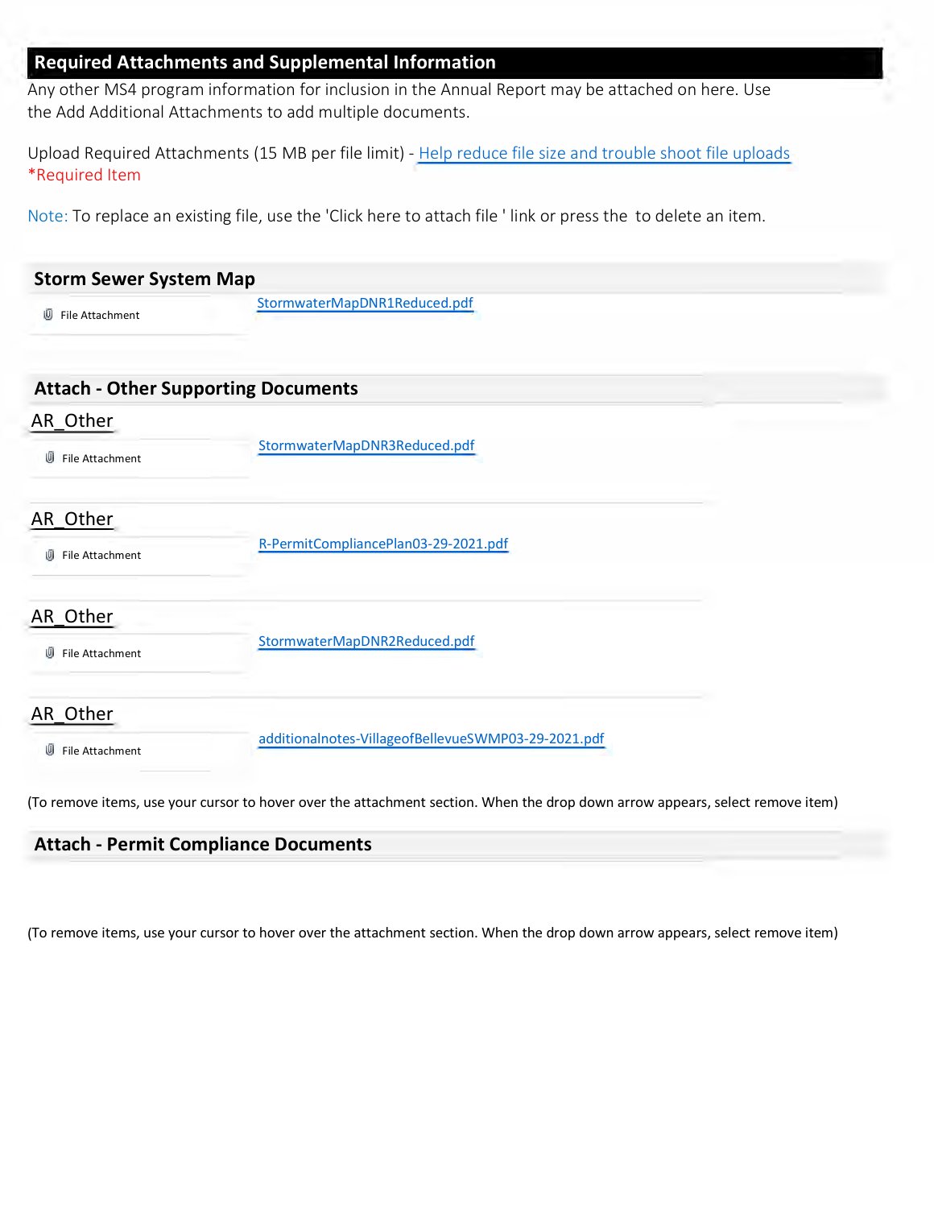## Required Attachments and Supplemental Information

Any other MS4 program information for inclusion in the Annual Report may be attached on here. Use the Add Additional Attachments to add multiple documents.

Upload Required Attachments (15 MB per file limit) - Help reduce file size and trouble shoot file uploads
*Required Item

Note: To replace an existing file, use the 'Click here to attach file ' link or press the  to delete an item.

### Storm Sewer System Map

File Attachment — StormwaterMapDNR1Reduced.pdf

### Attach - Other Supporting Documents

AR_Other

File Attachment — StormwaterMapDNR3Reduced.pdf

AR_Other

File Attachment — R-PermitCompliancePlan03-29-2021.pdf

AR_Other

File Attachment — StormwaterMapDNR2Reduced.pdf

AR_Other

File Attachment — additionalnotes-VillageofBellevueSWMP03-29-2021.pdf

(To remove items, use your cursor to hover over the attachment section. When the drop down arrow appears, select remove item)

### Attach - Permit Compliance Documents

(To remove items, use your cursor to hover over the attachment section. When the drop down arrow appears, select remove item)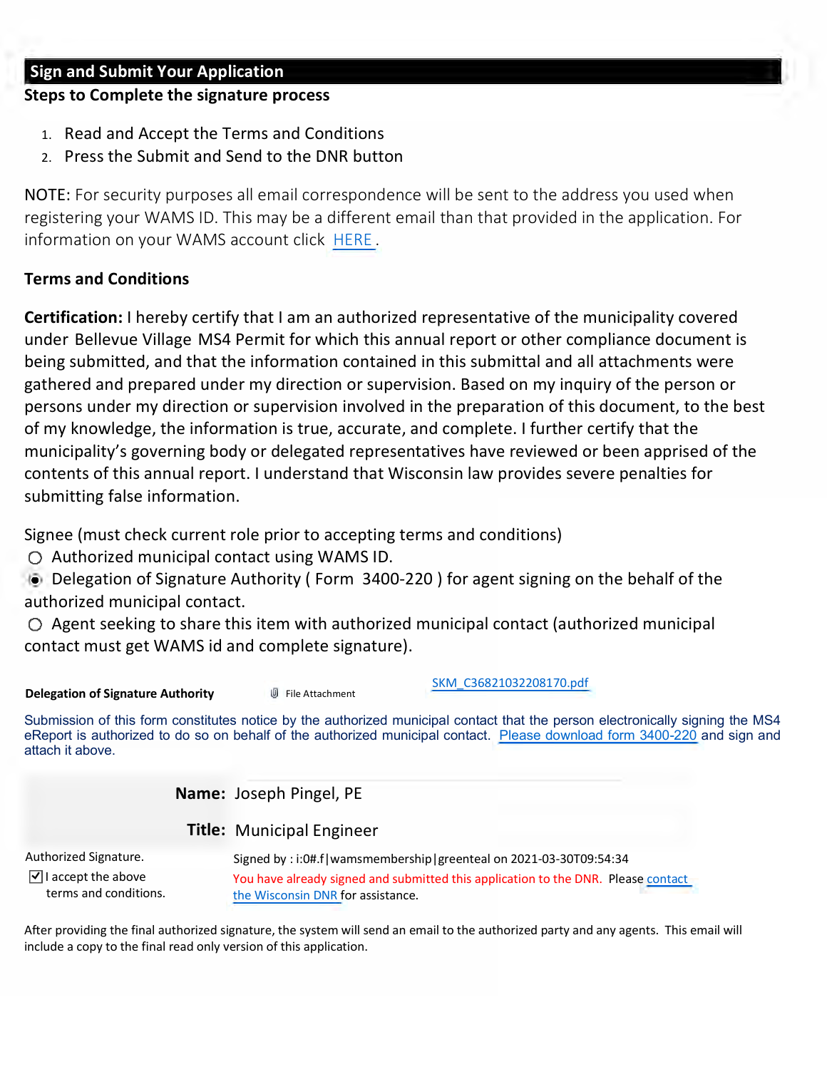## Sign and Submit Your Application

**Steps to Complete the signature process**

1. Read and Accept the Terms and Conditions
2. Press the Submit and Send to the DNR button

NOTE: For security purposes all email correspondence will be sent to the address you used when registering your WAMS ID. This may be a different email than that provided in the application. For information on your WAMS account click HERE.

**Terms and Conditions**

**Certification:** I hereby certify that I am an authorized representative of the municipality covered under Bellevue Village MS4 Permit for which this annual report or other compliance document is being submitted, and that the information contained in this submittal and all attachments were gathered and prepared under my direction or supervision. Based on my inquiry of the person or persons under my direction or supervision involved in the preparation of this document, to the best of my knowledge, the information is true, accurate, and complete. I further certify that the municipality's governing body or delegated representatives have reviewed or been apprised of the contents of this annual report. I understand that Wisconsin law provides severe penalties for submitting false information.

Signee (must check current role prior to accepting terms and conditions)

- ○ Authorized municipal contact using WAMS ID.
- ◉ Delegation of Signature Authority ( Form 3400-220 ) for agent signing on the behalf of the authorized municipal contact.
- ○ Agent seeking to share this item with authorized municipal contact (authorized municipal contact must get WAMS id and complete signature).

**Delegation of Signature Authority** File Attachment SKM_C36821032208170.pdf

Submission of this form constitutes notice by the authorized municipal contact that the person electronically signing the MS4 eReport is authorized to do so on behalf of the authorized municipal contact. Please download form 3400-220 and sign and attach it above.

**Name:** Joseph Pingel, PE

**Title:** Municipal Engineer

Authorized Signature.

☑ I accept the above terms and conditions.

Signed by : i:0#.f|wamsmembership|greenteal on 2021-03-30T09:54:34

You have already signed and submitted this application to the DNR. Please contact the Wisconsin DNR for assistance.

After providing the final authorized signature, the system will send an email to the authorized party and any agents. This email will include a copy to the final read only version of this application.